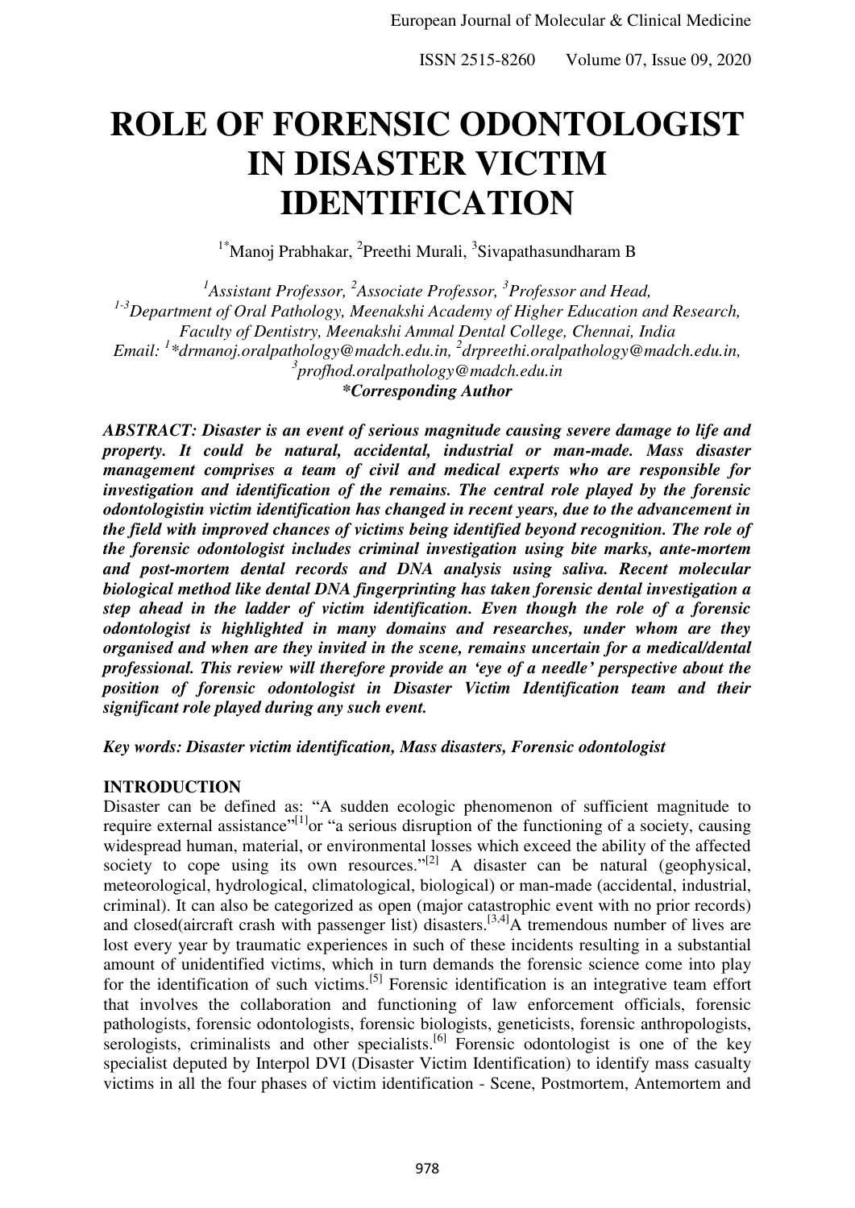# ROLE OF FORENSIC ODONTOLOGIST IN DISASTER VICTIM IDENTIFICATION

[1*]Manoj Prabhakar, [2]Preethi Murali, [3]Sivapathasundharam B

*[1]Assistant Professor, [2]Associate Professor, [3]Professor and Head,*
*[1-3]Department of Oral Pathology, Meenakshi Academy of Higher Education and Research, Faculty of Dentistry, Meenakshi Ammal Dental College, Chennai, India*
*Email: [1]\*drmanoj.oralpathology@madch.edu.in, [2]drpreethi.oralpathology@madch.edu.in, [3]profhod.oralpathology@madch.edu.in*
***\*Corresponding Author***

***ABSTRACT: Disaster is an event of serious magnitude causing severe damage to life and property. It could be natural, accidental, industrial or man-made. Mass disaster management comprises a team of civil and medical experts who are responsible for investigation and identification of the remains. The central role played by the forensic odontologistin victim identification has changed in recent years, due to the advancement in the field with improved chances of victims being identified beyond recognition. The role of the forensic odontologist includes criminal investigation using bite marks, ante-mortem and post-mortem dental records and DNA analysis using saliva. Recent molecular biological method like dental DNA fingerprinting has taken forensic dental investigation a step ahead in the ladder of victim identification. Even though the role of a forensic odontologist is highlighted in many domains and researches, under whom are they organised and when are they invited in the scene, remains uncertain for a medical/dental professional. This review will therefore provide an 'eye of a needle' perspective about the position of forensic odontologist in Disaster Victim Identification team and their significant role played during any such event.***

***Key words: Disaster victim identification, Mass disasters, Forensic odontologist***

## INTRODUCTION

Disaster can be defined as: "A sudden ecologic phenomenon of sufficient magnitude to require external assistance"[1]or "a serious disruption of the functioning of a society, causing widespread human, material, or environmental losses which exceed the ability of the affected society to cope using its own resources."[2] A disaster can be natural (geophysical, meteorological, hydrological, climatological, biological) or man-made (accidental, industrial, criminal). It can also be categorized as open (major catastrophic event with no prior records) and closed(aircraft crash with passenger list) disasters.[3,4]A tremendous number of lives are lost every year by traumatic experiences in such of these incidents resulting in a substantial amount of unidentified victims, which in turn demands the forensic science come into play for the identification of such victims.[5] Forensic identification is an integrative team effort that involves the collaboration and functioning of law enforcement officials, forensic pathologists, forensic odontologists, forensic biologists, geneticists, forensic anthropologists, serologists, criminalists and other specialists.[6] Forensic odontologist is one of the key specialist deputed by Interpol DVI (Disaster Victim Identification) to identify mass casualty victims in all the four phases of victim identification - Scene, Postmortem, Antemortem and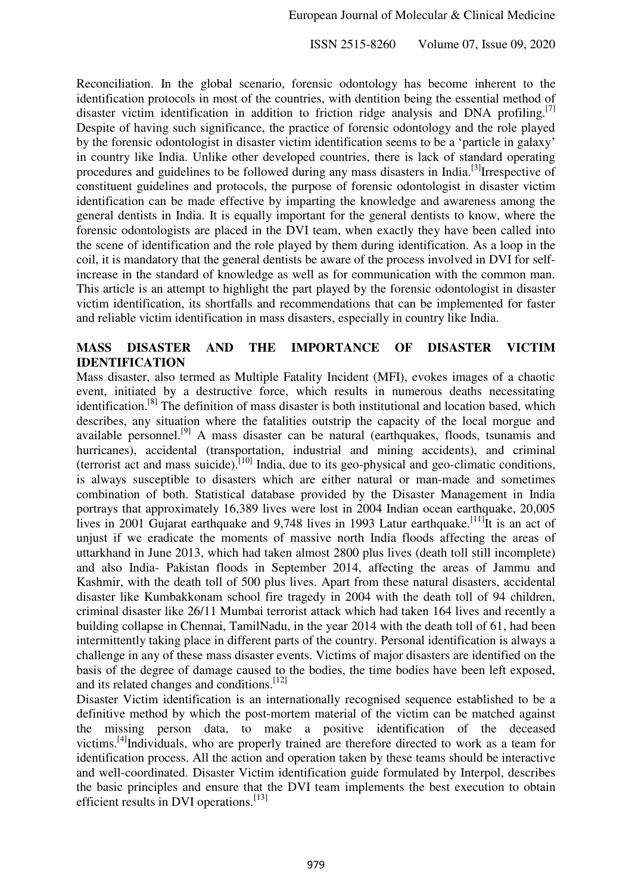Reconciliation. In the global scenario, forensic odontology has become inherent to the identification protocols in most of the countries, with dentition being the essential method of disaster victim identification in addition to friction ridge analysis and DNA profiling.[7] Despite of having such significance, the practice of forensic odontology and the role played by the forensic odontologist in disaster victim identification seems to be a 'particle in galaxy' in country like India. Unlike other developed countries, there is lack of standard operating procedures and guidelines to be followed during any mass disasters in India.[3]Irrespective of constituent guidelines and protocols, the purpose of forensic odontologist in disaster victim identification can be made effective by imparting the knowledge and awareness among the general dentists in India. It is equally important for the general dentists to know, where the forensic odontologists are placed in the DVI team, when exactly they have been called into the scene of identification and the role played by them during identification. As a loop in the coil, it is mandatory that the general dentists be aware of the process involved in DVI for self-increase in the standard of knowledge as well as for communication with the common man. This article is an attempt to highlight the part played by the forensic odontologist in disaster victim identification, its shortfalls and recommendations that can be implemented for faster and reliable victim identification in mass disasters, especially in country like India.

## MASS DISASTER AND THE IMPORTANCE OF DISASTER VICTIM IDENTIFICATION

Mass disaster, also termed as Multiple Fatality Incident (MFI), evokes images of a chaotic event, initiated by a destructive force, which results in numerous deaths necessitating identification.[8] The definition of mass disaster is both institutional and location based, which describes, any situation where the fatalities outstrip the capacity of the local morgue and available personnel.[9] A mass disaster can be natural (earthquakes, floods, tsunamis and hurricanes), accidental (transportation, industrial and mining accidents), and criminal (terrorist act and mass suicide).[10] India, due to its geo-physical and geo-climatic conditions, is always susceptible to disasters which are either natural or man-made and sometimes combination of both. Statistical database provided by the Disaster Management in India portrays that approximately 16,389 lives were lost in 2004 Indian ocean earthquake, 20,005 lives in 2001 Gujarat earthquake and 9,748 lives in 1993 Latur earthquake.[11]It is an act of unjust if we eradicate the moments of massive north India floods affecting the areas of uttarkhand in June 2013, which had taken almost 2800 plus lives (death toll still incomplete) and also India- Pakistan floods in September 2014, affecting the areas of Jammu and Kashmir, with the death toll of 500 plus lives. Apart from these natural disasters, accidental disaster like Kumbakkonam school fire tragedy in 2004 with the death toll of 94 children, criminal disaster like 26/11 Mumbai terrorist attack which had taken 164 lives and recently a building collapse in Chennai, TamilNadu, in the year 2014 with the death toll of 61, had been intermittently taking place in different parts of the country. Personal identification is always a challenge in any of these mass disaster events. Victims of major disasters are identified on the basis of the degree of damage caused to the bodies, the time bodies have been left exposed, and its related changes and conditions.[12]

Disaster Victim identification is an internationally recognised sequence established to be a definitive method by which the post-mortem material of the victim can be matched against the missing person data, to make a positive identification of the deceased victims.[4]Individuals, who are properly trained are therefore directed to work as a team for identification process. All the action and operation taken by these teams should be interactive and well-coordinated. Disaster Victim identification guide formulated by Interpol, describes the basic principles and ensure that the DVI team implements the best execution to obtain efficient results in DVI operations.[13]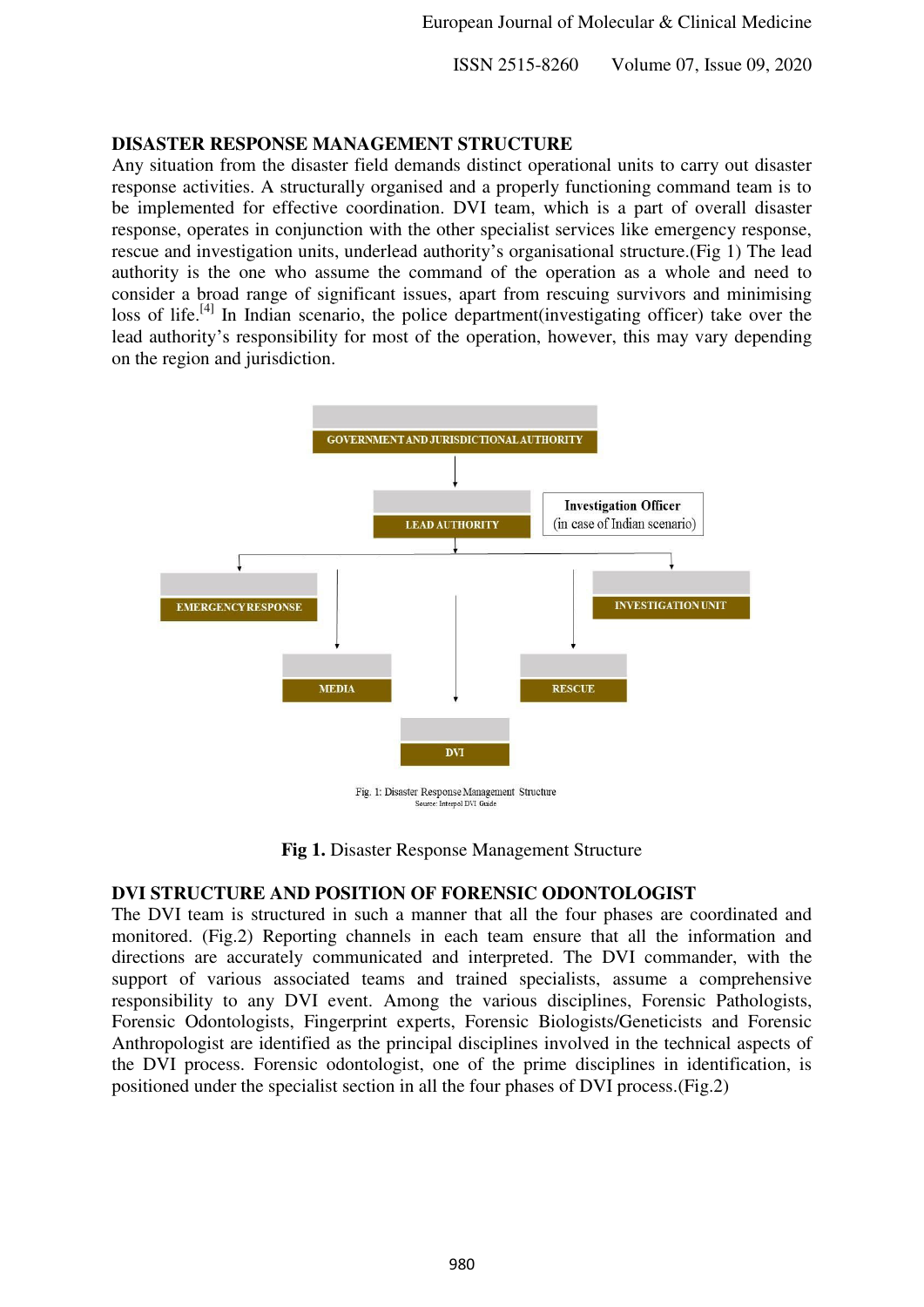## DISASTER RESPONSE MANAGEMENT STRUCTURE

Any situation from the disaster field demands distinct operational units to carry out disaster response activities. A structurally organised and a properly functioning command team is to be implemented for effective coordination. DVI team, which is a part of overall disaster response, operates in conjunction with the other specialist services like emergency response, rescue and investigation units, underlead authority's organisational structure.(Fig 1) The lead authority is the one who assume the command of the operation as a whole and need to consider a broad range of significant issues, apart from rescuing survivors and minimising loss of life.[4] In Indian scenario, the police department(investigating officer) take over the lead authority's responsibility for most of the operation, however, this may vary depending on the region and jurisdiction.

GOVERNMENT AND JURISDICTIONAL AUTHORITY

LEAD AUTHORITY

Investigation Officer
(in case of Indian scenario)

EMERGENCY RESPONSE

INVESTIGATION UNIT

MEDIA

RESCUE

DVI

Fig. 1: Disaster Response Management Structure
Source: Interpol DVI Guide

**Fig 1.** Disaster Response Management Structure

## DVI STRUCTURE AND POSITION OF FORENSIC ODONTOLOGIST

The DVI team is structured in such a manner that all the four phases are coordinated and monitored. (Fig.2) Reporting channels in each team ensure that all the information and directions are accurately communicated and interpreted. The DVI commander, with the support of various associated teams and trained specialists, assume a comprehensive responsibility to any DVI event. Among the various disciplines, Forensic Pathologists, Forensic Odontologists, Fingerprint experts, Forensic Biologists/Geneticists and Forensic Anthropologist are identified as the principal disciplines involved in the technical aspects of the DVI process. Forensic odontologist, one of the prime disciplines in identification, is positioned under the specialist section in all the four phases of DVI process.(Fig.2)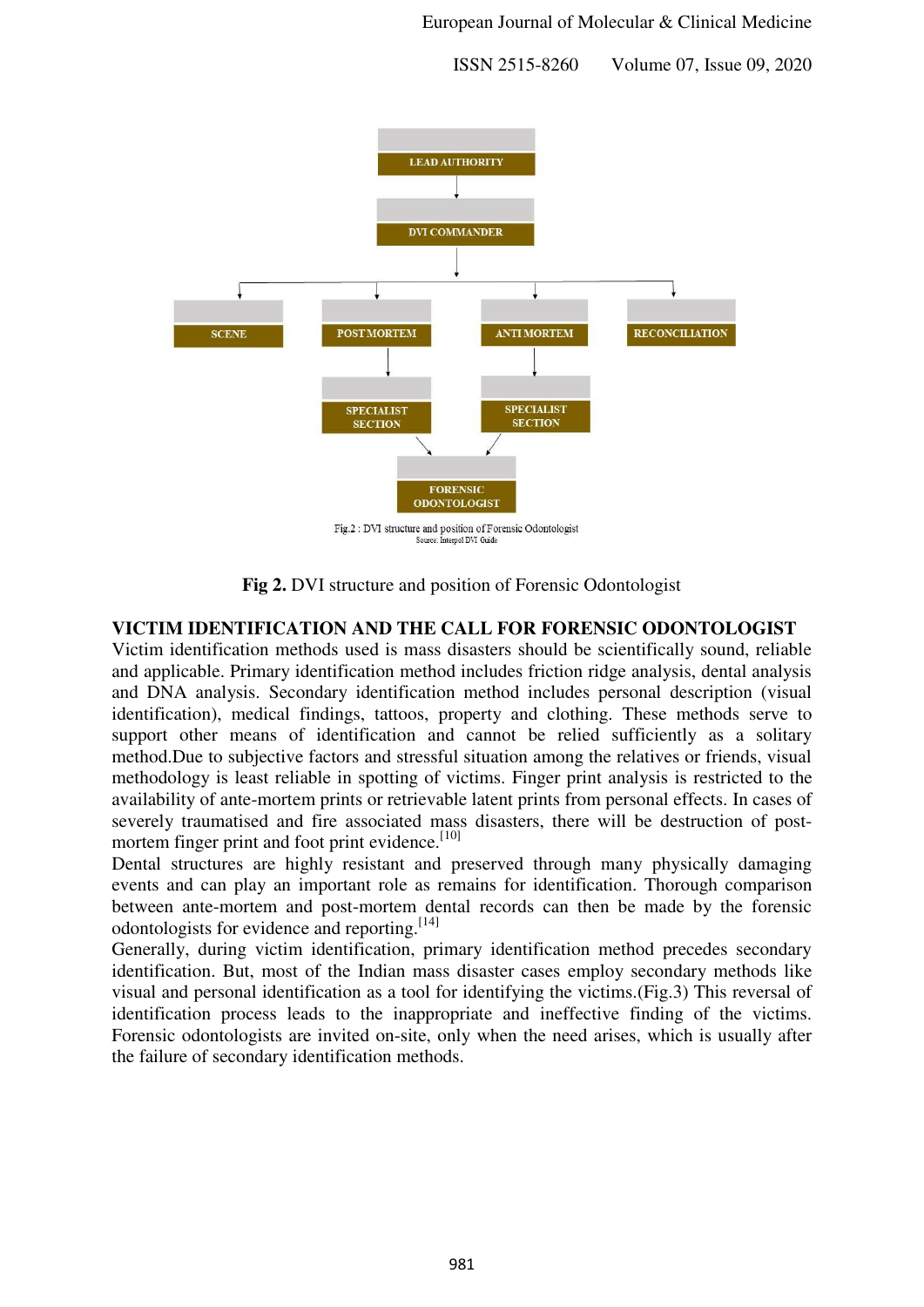LEAD AUTHORITY

DVI COMMANDER

SCENE | POST MORTEM | ANTI MORTEM | RECONCILIATION

SPECIALIST SECTION | SPECIALIST SECTION

FORENSIC ODONTOLOGIST

Fig.2 : DVI structure and position of Forensic Odontologist
Source: Interpol DVI Guide

**Fig 2.** DVI structure and position of Forensic Odontologist

## VICTIM IDENTIFICATION AND THE CALL FOR FORENSIC ODONTOLOGIST

Victim identification methods used is mass disasters should be scientifically sound, reliable and applicable. Primary identification method includes friction ridge analysis, dental analysis and DNA analysis. Secondary identification method includes personal description (visual identification), medical findings, tattoos, property and clothing. These methods serve to support other means of identification and cannot be relied sufficiently as a solitary method.Due to subjective factors and stressful situation among the relatives or friends, visual methodology is least reliable in spotting of victims. Finger print analysis is restricted to the availability of ante-mortem prints or retrievable latent prints from personal effects. In cases of severely traumatised and fire associated mass disasters, there will be destruction of post-mortem finger print and foot print evidence.[10]

Dental structures are highly resistant and preserved through many physically damaging events and can play an important role as remains for identification. Thorough comparison between ante-mortem and post-mortem dental records can then be made by the forensic odontologists for evidence and reporting.[14]

Generally, during victim identification, primary identification method precedes secondary identification. But, most of the Indian mass disaster cases employ secondary methods like visual and personal identification as a tool for identifying the victims.(Fig.3) This reversal of identification process leads to the inappropriate and ineffective finding of the victims. Forensic odontologists are invited on-site, only when the need arises, which is usually after the failure of secondary identification methods.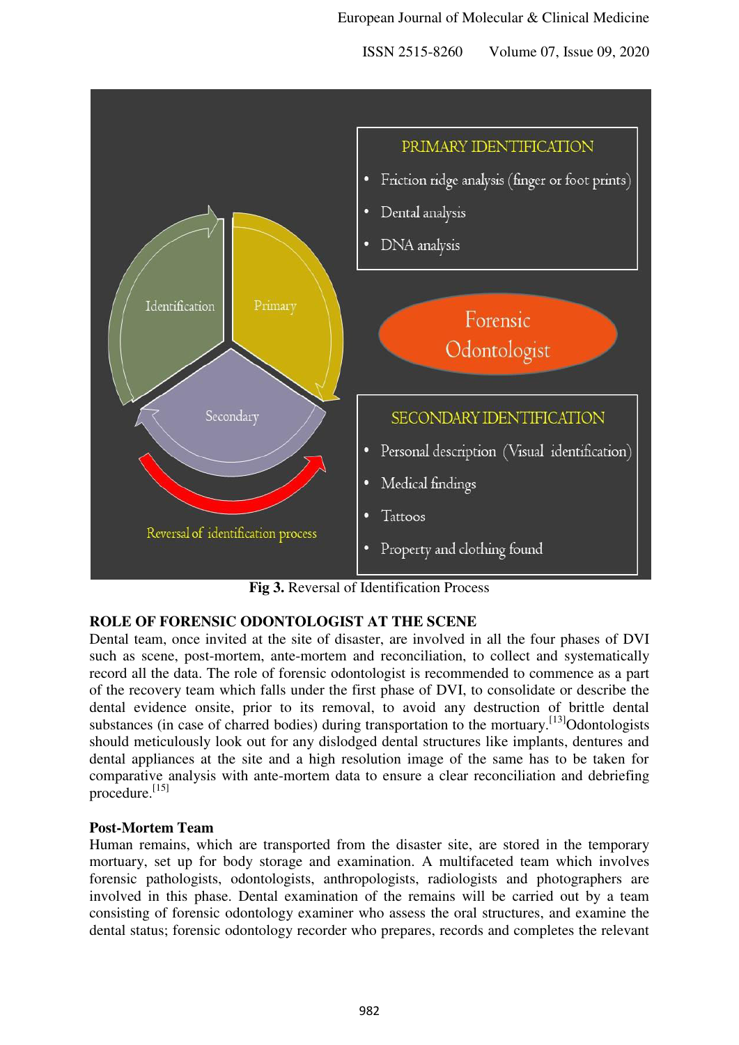PRIMARY IDENTIFICATION

- Friction ridge analysis (finger or foot prints)
- Dental analysis
- DNA analysis

Forensic Odontologist

SECONDARY IDENTIFICATION

- Personal description (Visual identification)
- Medical findings
- Tattoos
- Property and clothing found

Identification — Primary — Secondary

Reversal of identification process

**Fig 3.** Reversal of Identification Process

## ROLE OF FORENSIC ODONTOLOGIST AT THE SCENE

Dental team, once invited at the site of disaster, are involved in all the four phases of DVI such as scene, post-mortem, ante-mortem and reconciliation, to collect and systematically record all the data. The role of forensic odontologist is recommended to commence as a part of the recovery team which falls under the first phase of DVI, to consolidate or describe the dental evidence onsite, prior to its removal, to avoid any destruction of brittle dental substances (in case of charred bodies) during transportation to the mortuary.[13] Odontologists should meticulously look out for any dislodged dental structures like implants, dentures and dental appliances at the site and a high resolution image of the same has to be taken for comparative analysis with ante-mortem data to ensure a clear reconciliation and debriefing procedure.[15]

### Post-Mortem Team

Human remains, which are transported from the disaster site, are stored in the temporary mortuary, set up for body storage and examination. A multifaceted team which involves forensic pathologists, odontologists, anthropologists, radiologists and photographers are involved in this phase. Dental examination of the remains will be carried out by a team consisting of forensic odontology examiner who assess the oral structures, and examine the dental status; forensic odontology recorder who prepares, records and completes the relevant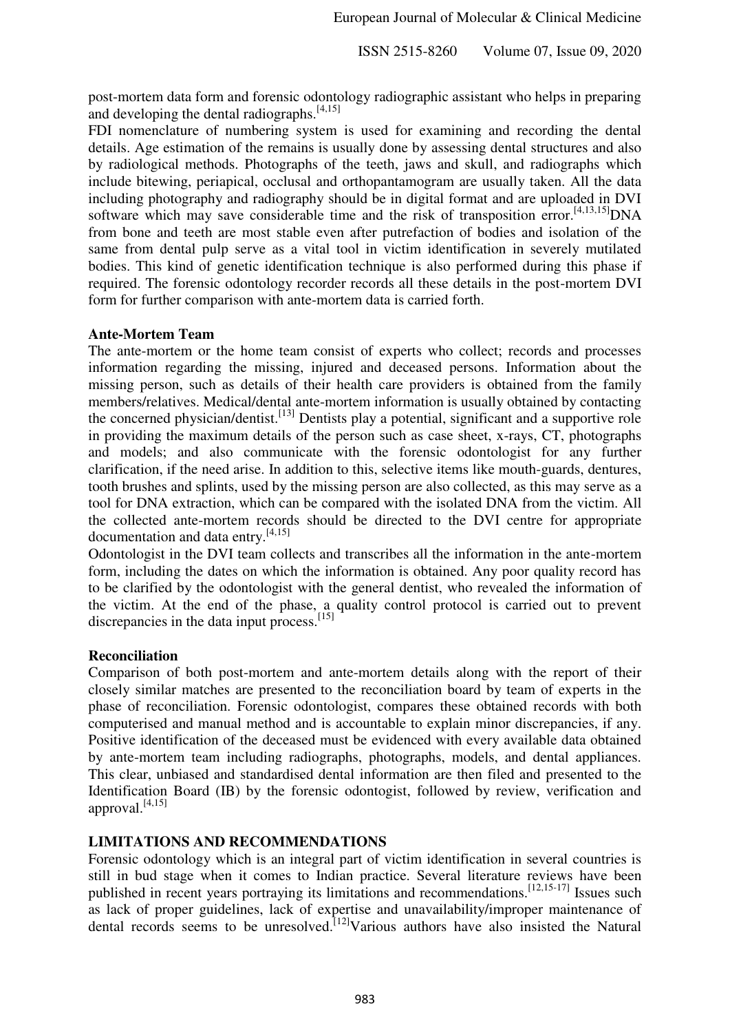post-mortem data form and forensic odontology radiographic assistant who helps in preparing and developing the dental radiographs.[4,15]

FDI nomenclature of numbering system is used for examining and recording the dental details. Age estimation of the remains is usually done by assessing dental structures and also by radiological methods. Photographs of the teeth, jaws and skull, and radiographs which include bitewing, periapical, occlusal and orthopantamogram are usually taken. All the data including photography and radiography should be in digital format and are uploaded in DVI software which may save considerable time and the risk of transposition error.[4,13,15]DNA from bone and teeth are most stable even after putrefaction of bodies and isolation of the same from dental pulp serve as a vital tool in victim identification in severely mutilated bodies. This kind of genetic identification technique is also performed during this phase if required. The forensic odontology recorder records all these details in the post-mortem DVI form for further comparison with ante-mortem data is carried forth.

**Ante-Mortem Team**

The ante-mortem or the home team consist of experts who collect; records and processes information regarding the missing, injured and deceased persons. Information about the missing person, such as details of their health care providers is obtained from the family members/relatives. Medical/dental ante-mortem information is usually obtained by contacting the concerned physician/dentist.[13] Dentists play a potential, significant and a supportive role in providing the maximum details of the person such as case sheet, x-rays, CT, photographs and models; and also communicate with the forensic odontologist for any further clarification, if the need arise. In addition to this, selective items like mouth-guards, dentures, tooth brushes and splints, used by the missing person are also collected, as this may serve as a tool for DNA extraction, which can be compared with the isolated DNA from the victim. All the collected ante-mortem records should be directed to the DVI centre for appropriate documentation and data entry.[4,15]

Odontologist in the DVI team collects and transcribes all the information in the ante-mortem form, including the dates on which the information is obtained. Any poor quality record has to be clarified by the odontologist with the general dentist, who revealed the information of the victim. At the end of the phase, a quality control protocol is carried out to prevent discrepancies in the data input process.[15]

**Reconciliation**

Comparison of both post-mortem and ante-mortem details along with the report of their closely similar matches are presented to the reconciliation board by team of experts in the phase of reconciliation. Forensic odontologist, compares these obtained records with both computerised and manual method and is accountable to explain minor discrepancies, if any. Positive identification of the deceased must be evidenced with every available data obtained by ante-mortem team including radiographs, photographs, models, and dental appliances. This clear, unbiased and standardised dental information are then filed and presented to the Identification Board (IB) by the forensic odontogist, followed by review, verification and approval.[4,15]

## LIMITATIONS AND RECOMMENDATIONS

Forensic odontology which is an integral part of victim identification in several countries is still in bud stage when it comes to Indian practice. Several literature reviews have been published in recent years portraying its limitations and recommendations.[12,15-17] Issues such as lack of proper guidelines, lack of expertise and unavailability/improper maintenance of dental records seems to be unresolved.[12]Various authors have also insisted the Natural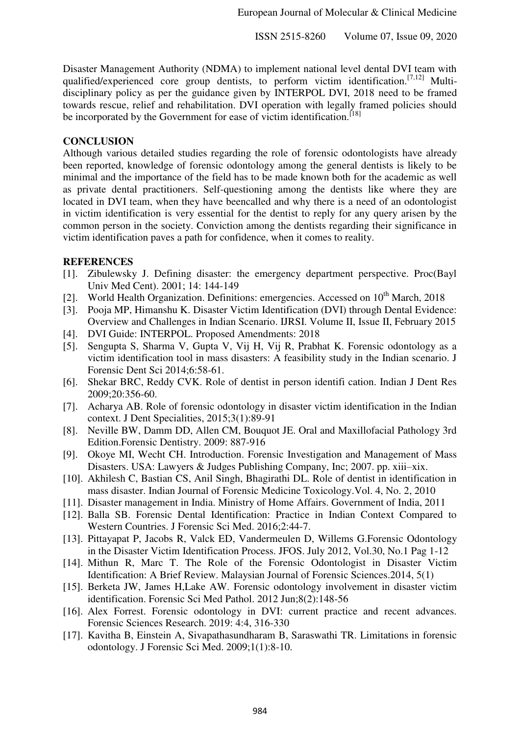Disaster Management Authority (NDMA) to implement national level dental DVI team with qualified/experienced core group dentists, to perform victim identification.[7,12] Multi-disciplinary policy as per the guidance given by INTERPOL DVI, 2018 need to be framed towards rescue, relief and rehabilitation. DVI operation with legally framed policies should be incorporated by the Government for ease of victim identification.[18]

## CONCLUSION

Although various detailed studies regarding the role of forensic odontologists have already been reported, knowledge of forensic odontology among the general dentists is likely to be minimal and the importance of the field has to be made known both for the academic as well as private dental practitioners. Self-questioning among the dentists like where they are located in DVI team, when they have beencalled and why there is a need of an odontologist in victim identification is very essential for the dentist to reply for any query arisen by the common person in the society. Conviction among the dentists regarding their significance in victim identification paves a path for confidence, when it comes to reality.

## REFERENCES

[1]. Zibulewsky J. Defining disaster: the emergency department perspective. Proc(Bayl Univ Med Cent). 2001; 14: 144-149

[2]. World Health Organization. Definitions: emergencies. Accessed on 10th March, 2018

[3]. Pooja MP, Himanshu K. Disaster Victim Identification (DVI) through Dental Evidence: Overview and Challenges in Indian Scenario. IJRSI. Volume II, Issue II, February 2015

[4]. DVI Guide: INTERPOL. Proposed Amendments: 2018

[5]. Sengupta S, Sharma V, Gupta V, Vij H, Vij R, Prabhat K. Forensic odontology as a victim identification tool in mass disasters: A feasibility study in the Indian scenario. J Forensic Dent Sci 2014;6:58-61.

[6]. Shekar BRC, Reddy CVK. Role of dentist in person identifi cation. Indian J Dent Res 2009;20:356-60.

[7]. Acharya AB. Role of forensic odontology in disaster victim identification in the Indian context. J Dent Specialities, 2015;3(1):89-91

[8]. Neville BW, Damm DD, Allen CM, Bouquot JE. Oral and Maxillofacial Pathology 3rd Edition.Forensic Dentistry. 2009: 887-916

[9]. Okoye MI, Wecht CH. Introduction. Forensic Investigation and Management of Mass Disasters. USA: Lawyers & Judges Publishing Company, Inc; 2007. pp. xiii–xix.

[10]. Akhilesh C, Bastian CS, Anil Singh, Bhagirathi DL. Role of dentist in identification in mass disaster. Indian Journal of Forensic Medicine Toxicology.Vol. 4, No. 2, 2010

[11]. Disaster management in India. Ministry of Home Affairs. Government of India, 2011

[12]. Balla SB. Forensic Dental Identification: Practice in Indian Context Compared to Western Countries. J Forensic Sci Med. 2016;2:44-7.

[13]. Pittayapat P, Jacobs R, Valck ED, Vandermeulen D, Willems G.Forensic Odontology in the Disaster Victim Identification Process. JFOS. July 2012, Vol.30, No.1 Pag 1-12

[14]. Mithun R, Marc T. The Role of the Forensic Odontologist in Disaster Victim Identification: A Brief Review. Malaysian Journal of Forensic Sciences.2014, 5(1)

[15]. Berketa JW, James H,Lake AW. Forensic odontology involvement in disaster victim identification. Forensic Sci Med Pathol. 2012 Jun;8(2):148-56

[16]. Alex Forrest. Forensic odontology in DVI: current practice and recent advances. Forensic Sciences Research. 2019: 4:4, 316-330

[17]. Kavitha B, Einstein A, Sivapathasundharam B, Saraswathi TR. Limitations in forensic odontology. J Forensic Sci Med. 2009;1(1):8-10.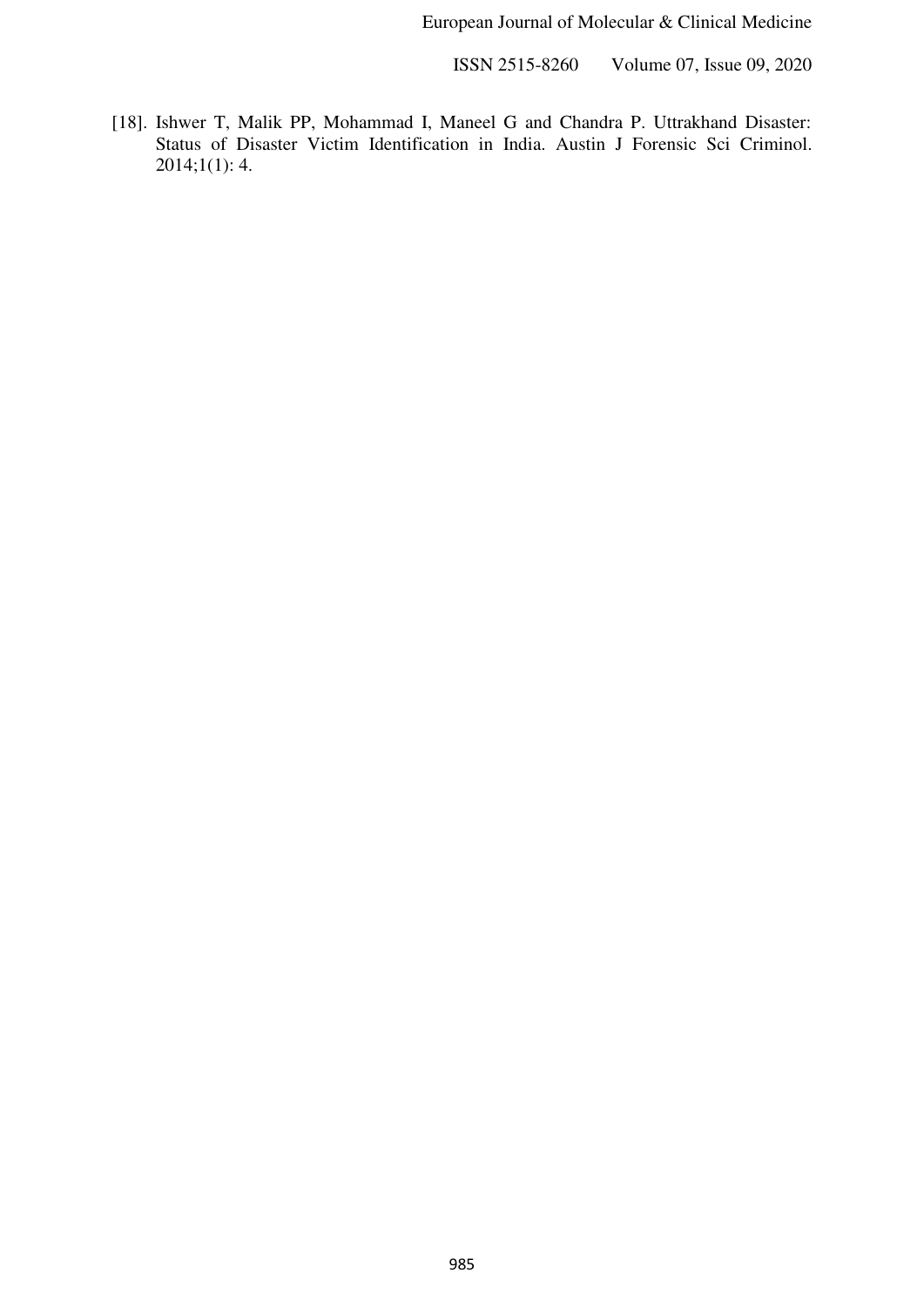[18]. Ishwer T, Malik PP, Mohammad I, Maneel G and Chandra P. Uttrakhand Disaster: Status of Disaster Victim Identification in India. Austin J Forensic Sci Criminol. 2014;1(1): 4.